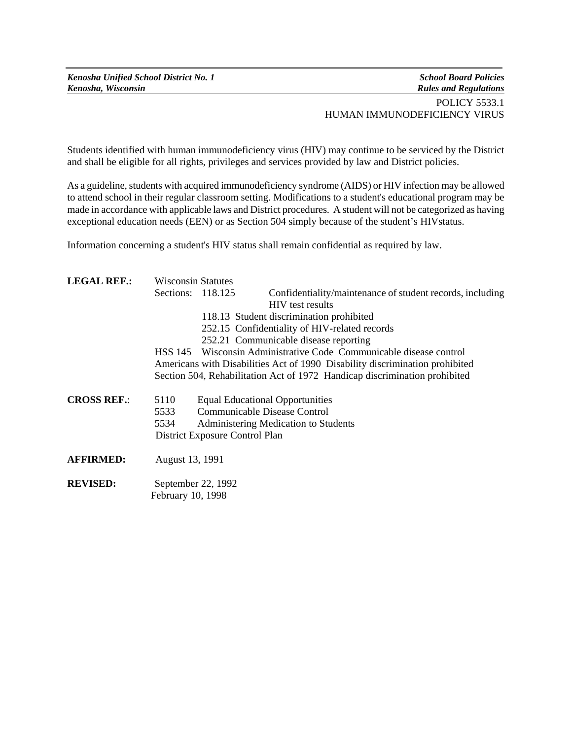*Kenosha Unified School District No. 1*
*Kenosha, Wisconsin*

*School Board Policies*
*Rules and Regulations*

POLICY 5533.1
HUMAN IMMUNODEFICIENCY VIRUS

Students identified with human immunodeficiency virus (HIV) may continue to be serviced by the District and shall be eligible for all rights, privileges and services provided by law and District policies.

As a guideline, students with acquired immunodeficiency syndrome (AIDS) or HIV infection may be allowed to attend school in their regular classroom setting. Modifications to a student's educational program may be made in accordance with applicable laws and District procedures. A student will not be categorized as having exceptional education needs (EEN) or as Section 504 simply because of the student's HIVstatus.

Information concerning a student's HIV status shall remain confidential as required by law.

**LEGAL REF.:** Wisconsin Statutes
Sections: 118.125 Confidentiality/maintenance of student records, including HIV test results
118.13 Student discrimination prohibited
252.15 Confidentiality of HIV-related records
252.21 Communicable disease reporting
HSS 145 Wisconsin Administrative Code Communicable disease control
Americans with Disabilities Act of 1990 Disability discrimination prohibited
Section 504, Rehabilitation Act of 1972 Handicap discrimination prohibited

**CROSS REF.**: 5110 Equal Educational Opportunities
5533 Communicable Disease Control
5534 Administering Medication to Students
District Exposure Control Plan

**AFFIRMED:** August 13, 1991

**REVISED:** September 22, 1992
February 10, 1998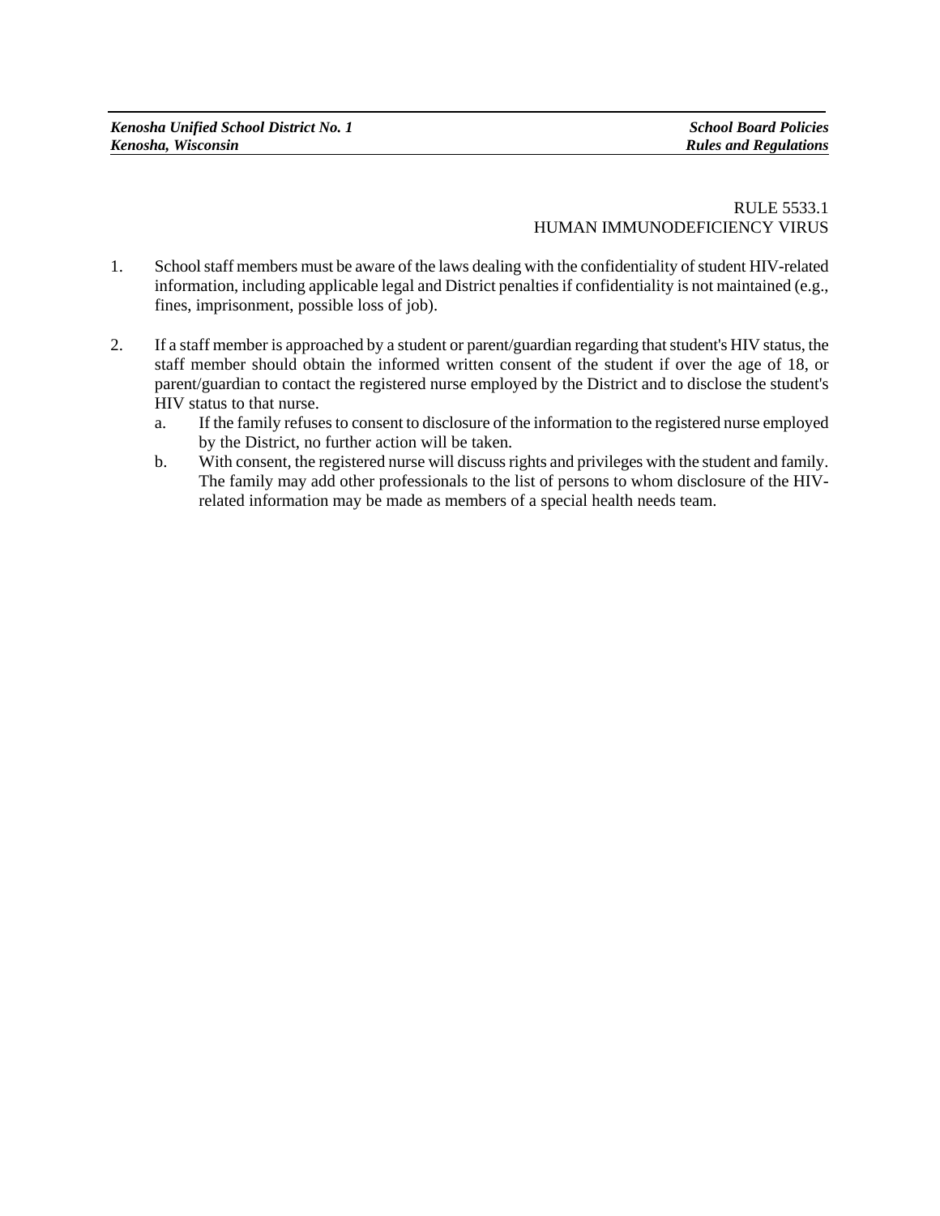RULE 5533.1
HUMAN IMMUNODEFICIENCY VIRUS

1. School staff members must be aware of the laws dealing with the confidentiality of student HIV-related information, including applicable legal and District penalties if confidentiality is not maintained (e.g., fines, imprisonment, possible loss of job).

2. If a staff member is approached by a student or parent/guardian regarding that student's HIV status, the staff member should obtain the informed written consent of the student if over the age of 18, or parent/guardian to contact the registered nurse employed by the District and to disclose the student's HIV status to that nurse.
   a. If the family refuses to consent to disclosure of the information to the registered nurse employed by the District, no further action will be taken.
   b. With consent, the registered nurse will discuss rights and privileges with the student and family. The family may add other professionals to the list of persons to whom disclosure of the HIV-related information may be made as members of a special health needs team.